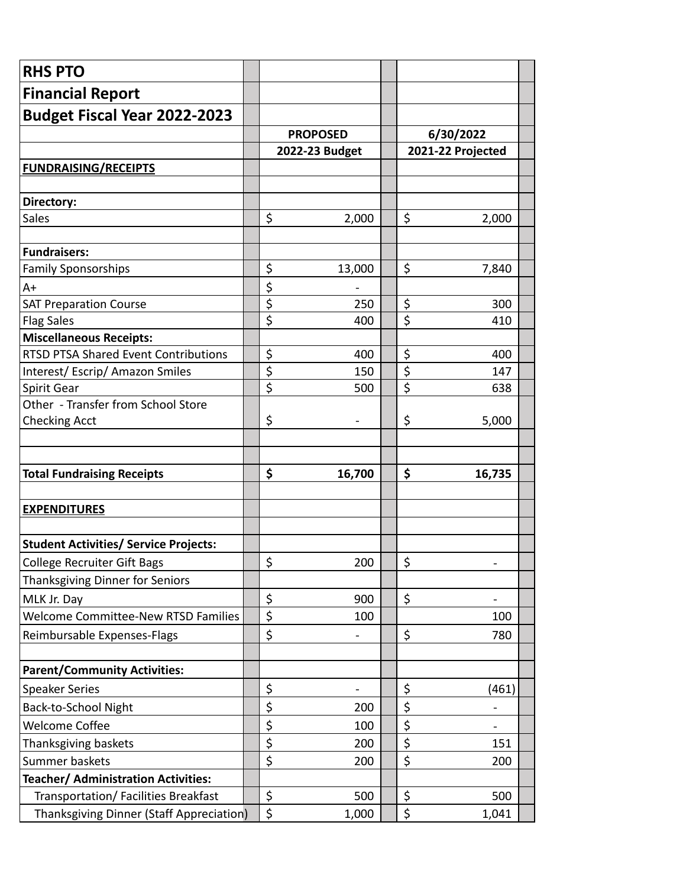# RHS PTO

## Financial Report

## Budget Fiscal Year 2022-2023

| | PROPOSED 2022-23 Budget | 6/30/2022 2021-22 Projected |
|---|---|---|
| **FUNDRAISING/RECEIPTS** | | |
| | | |
| **Directory:** | | |
| Sales | $ 2,000 | $ 2,000 |
| | | |
| **Fundraisers:** | | |
| Family Sponsorships | $ 13,000 | $ 7,840 |
| A+ | $ - | |
| SAT Preparation Course | $ 250 | $ 300 |
| Flag Sales | $ 400 | $ 410 |
| **Miscellaneous Receipts:** | | |
| RTSD PTSA Shared Event Contributions | $ 400 | $ 400 |
| Interest/ Escrip/ Amazon Smiles | $ 150 | $ 147 |
| Spirit Gear | $ 500 | $ 638 |
| Other - Transfer from School Store Checking Acct | $ - | $ 5,000 |
| | | |
| | | |
| **Total Fundraising Receipts** | **$ 16,700** | **$ 16,735** |
| | | |
| **EXPENDITURES** | | |
| | | |
| **Student Activities/ Service Projects:** | | |
| College Recruiter Gift Bags | $ 200 | $ - |
| Thanksgiving Dinner for Seniors | | |
| MLK Jr. Day | $ 900 | $ - |
| Welcome Committee-New RTSD Families | $ 100 | 100 |
| Reimbursable Expenses-Flags | $ - | $ 780 |
| | | |
| **Parent/Community Activities:** | | |
| Speaker Series | $ - | $ (461) |
| Back-to-School Night | $ 200 | $ - |
| Welcome Coffee | $ 100 | $ - |
| Thanksgiving baskets | $ 200 | $ 151 |
| Summer baskets | $ 200 | $ 200 |
| **Teacher/ Administration Activities:** | | |
| Transportation/ Facilities Breakfast | $ 500 | $ 500 |
| Thanksgiving Dinner (Staff Appreciation) | $ 1,000 | $ 1,041 |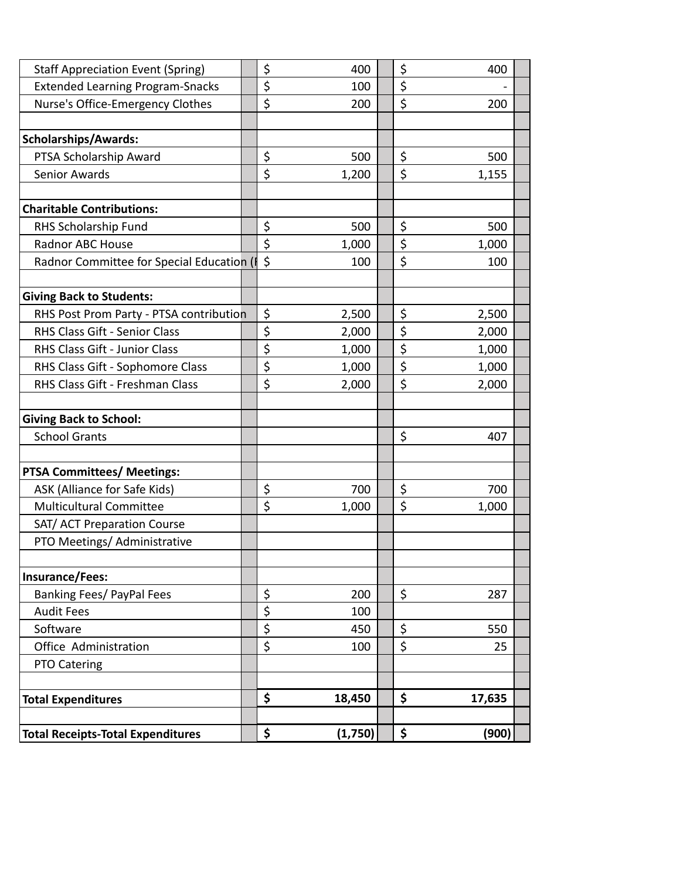| | | |
|---|---|---|
| Staff Appreciation Event (Spring) | $ 400 | $ 400 |
| Extended Learning Program-Snacks | $ 100 | $ - |
| Nurse's Office-Emergency Clothes | $ 200 | $ 200 |
| | | |
| **Scholarships/Awards:** | | |
| PTSA Scholarship Award | $ 500 | $ 500 |
| Senior Awards | $ 1,200 | $ 1,155 |
| | | |
| **Charitable Contributions:** | | |
| RHS Scholarship Fund | $ 500 | $ 500 |
| Radnor ABC House | $ 1,000 | $ 1,000 |
| Radnor Committee for Special Education (I | $ 100 | $ 100 |
| | | |
| **Giving Back to Students:** | | |
| RHS Post Prom Party - PTSA contribution | $ 2,500 | $ 2,500 |
| RHS Class Gift - Senior Class | $ 2,000 | $ 2,000 |
| RHS Class Gift - Junior Class | $ 1,000 | $ 1,000 |
| RHS Class Gift - Sophomore Class | $ 1,000 | $ 1,000 |
| RHS Class Gift - Freshman Class | $ 2,000 | $ 2,000 |
| | | |
| **Giving Back to School:** | | |
| School Grants | | $ 407 |
| | | |
| **PTSA Committees/ Meetings:** | | |
| ASK (Alliance for Safe Kids) | $ 700 | $ 700 |
| Multicultural Committee | $ 1,000 | $ 1,000 |
| SAT/ ACT Preparation Course | | |
| PTO Meetings/ Administrative | | |
| | | |
| **Insurance/Fees:** | | |
| Banking Fees/ PayPal Fees | $ 200 | $ 287 |
| Audit Fees | $ 100 | |
| Software | $ 450 | $ 550 |
| Office Administration | $ 100 | $ 25 |
| PTO Catering | | |
| | | |
| **Total Expenditures** | **$ 18,450** | **$ 17,635** |
| | | |
| **Total Receipts-Total Expenditures** | **$ (1,750)** | **$ (900)** |